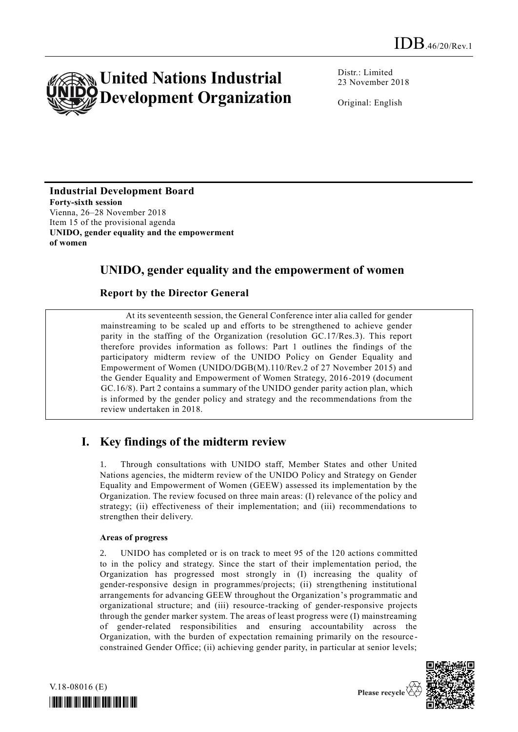IDB.46/20/Rev.1

# United Nations Industrial Development Organization

Distr.: Limited
23 November 2018

Original: English

**Industrial Development Board**
**Forty-sixth session**
Vienna, 26–28 November 2018
Item 15 of the provisional agenda
**UNIDO, gender equality and the empowerment of women**

## UNIDO, gender equality and the empowerment of women

### Report by the Director General

At its seventeenth session, the General Conference inter alia called for gender mainstreaming to be scaled up and efforts to be strengthened to achieve gender parity in the staffing of the Organization (resolution GC.17/Res.3). This report therefore provides information as follows: Part 1 outlines the findings of the participatory midterm review of the UNIDO Policy on Gender Equality and Empowerment of Women (UNIDO/DGB(M).110/Rev.2 of 27 November 2015) and the Gender Equality and Empowerment of Women Strategy, 2016-2019 (document GC.16/8). Part 2 contains a summary of the UNIDO gender parity action plan, which is informed by the gender policy and strategy and the recommendations from the review undertaken in 2018.

## I. Key findings of the midterm review

1. Through consultations with UNIDO staff, Member States and other United Nations agencies, the midterm review of the UNIDO Policy and Strategy on Gender Equality and Empowerment of Women (GEEW) assessed its implementation by the Organization. The review focused on three main areas: (I) relevance of the policy and strategy; (ii) effectiveness of their implementation; and (iii) recommendations to strengthen their delivery.

**Areas of progress**

2. UNIDO has completed or is on track to meet 95 of the 120 actions committed to in the policy and strategy. Since the start of their implementation period, the Organization has progressed most strongly in (I) increasing the quality of gender-responsive design in programmes/projects; (ii) strengthening institutional arrangements for advancing GEEW throughout the Organization's programmatic and organizational structure; and (iii) resource-tracking of gender-responsive projects through the gender marker system. The areas of least progress were (I) mainstreaming of gender-related responsibilities and ensuring accountability across the Organization, with the burden of expectation remaining primarily on the resource-constrained Gender Office; (ii) achieving gender parity, in particular at senior levels;

V.18-08016 (E)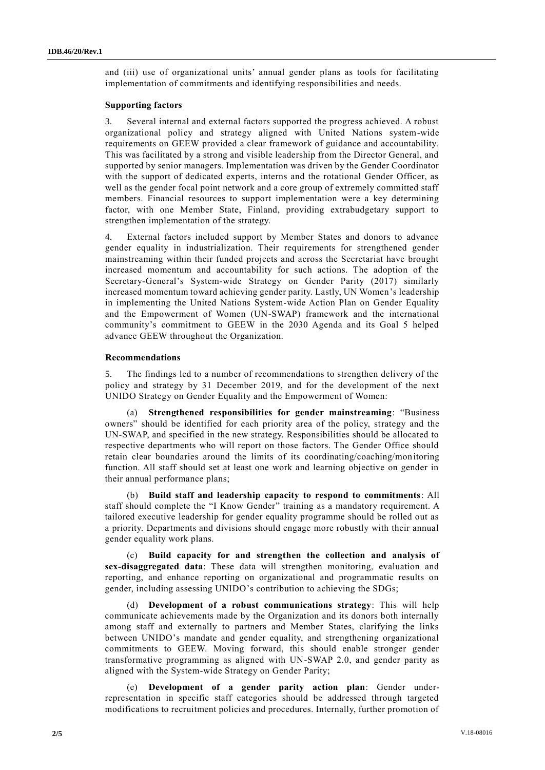and (iii) use of organizational units' annual gender plans as tools for facilitating implementation of commitments and identifying responsibilities and needs.

**Supporting factors**

3. Several internal and external factors supported the progress achieved. A robust organizational policy and strategy aligned with United Nations system-wide requirements on GEEW provided a clear framework of guidance and accountability. This was facilitated by a strong and visible leadership from the Director General, and supported by senior managers. Implementation was driven by the Gender Coordinator with the support of dedicated experts, interns and the rotational Gender Officer, as well as the gender focal point network and a core group of extremely committed staff members. Financial resources to support implementation were a key determining factor, with one Member State, Finland, providing extrabudgetary support to strengthen implementation of the strategy.

4. External factors included support by Member States and donors to advance gender equality in industrialization. Their requirements for strengthened gender mainstreaming within their funded projects and across the Secretariat have brought increased momentum and accountability for such actions. The adoption of the Secretary-General's System-wide Strategy on Gender Parity (2017) similarly increased momentum toward achieving gender parity. Lastly, UN Women's leadership in implementing the United Nations System-wide Action Plan on Gender Equality and the Empowerment of Women (UN-SWAP) framework and the international community's commitment to GEEW in the 2030 Agenda and its Goal 5 helped advance GEEW throughout the Organization.

**Recommendations**

5. The findings led to a number of recommendations to strengthen delivery of the policy and strategy by 31 December 2019, and for the development of the next UNIDO Strategy on Gender Equality and the Empowerment of Women:

(a) **Strengthened responsibilities for gender mainstreaming**: "Business owners" should be identified for each priority area of the policy, strategy and the UN-SWAP, and specified in the new strategy. Responsibilities should be allocated to respective departments who will report on those factors. The Gender Office should retain clear boundaries around the limits of its coordinating/coaching/monitoring function. All staff should set at least one work and learning objective on gender in their annual performance plans;

(b) **Build staff and leadership capacity to respond to commitments**: All staff should complete the "I Know Gender" training as a mandatory requirement. A tailored executive leadership for gender equality programme should be rolled out as a priority. Departments and divisions should engage more robustly with their annual gender equality work plans.

(c) **Build capacity for and strengthen the collection and analysis of sex-disaggregated data**: These data will strengthen monitoring, evaluation and reporting, and enhance reporting on organizational and programmatic results on gender, including assessing UNIDO's contribution to achieving the SDGs;

(d) **Development of a robust communications strategy**: This will help communicate achievements made by the Organization and its donors both internally among staff and externally to partners and Member States, clarifying the links between UNIDO's mandate and gender equality, and strengthening organizational commitments to GEEW. Moving forward, this should enable stronger gender transformative programming as aligned with UN-SWAP 2.0, and gender parity as aligned with the System-wide Strategy on Gender Parity;

(e) **Development of a gender parity action plan**: Gender under-representation in specific staff categories should be addressed through targeted modifications to recruitment policies and procedures. Internally, further promotion of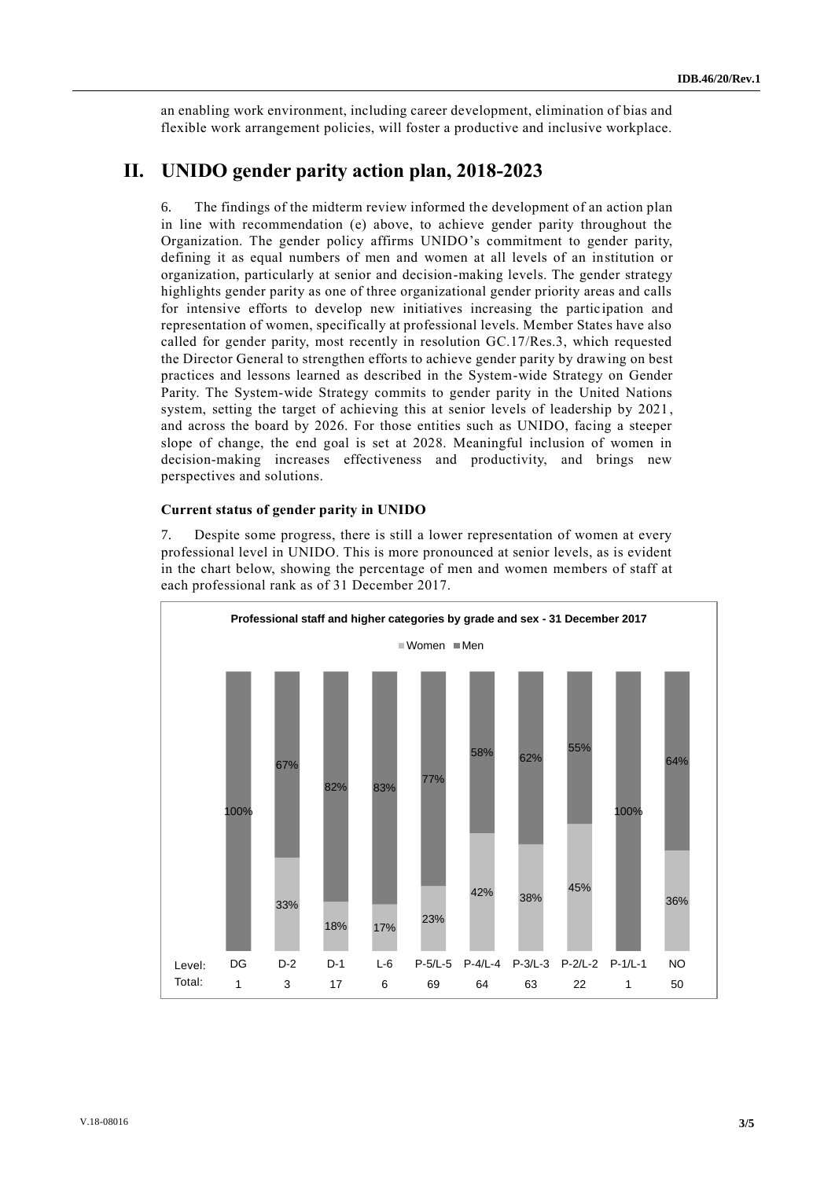an enabling work environment, including career development, elimination of bias and flexible work arrangement policies, will foster a productive and inclusive workplace.

# II. UNIDO gender parity action plan, 2018-2023

6. The findings of the midterm review informed the development of an action plan in line with recommendation (e) above, to achieve gender parity throughout the Organization. The gender policy affirms UNIDO's commitment to gender parity, defining it as equal numbers of men and women at all levels of an institution or organization, particularly at senior and decision-making levels. The gender strategy highlights gender parity as one of three organizational gender priority areas and calls for intensive efforts to develop new initiatives increasing the participation and representation of women, specifically at professional levels. Member States have also called for gender parity, most recently in resolution GC.17/Res.3, which requested the Director General to strengthen efforts to achieve gender parity by drawing on best practices and lessons learned as described in the System-wide Strategy on Gender Parity. The System-wide Strategy commits to gender parity in the United Nations system, setting the target of achieving this at senior levels of leadership by 2021, and across the board by 2026. For those entities such as UNIDO, facing a steeper slope of change, the end goal is set at 2028. Meaningful inclusion of women in decision-making increases effectiveness and productivity, and brings new perspectives and solutions.

### Current status of gender parity in UNIDO

7. Despite some progress, there is still a lower representation of women at every professional level in UNIDO. This is more pronounced at senior levels, as is evident in the chart below, showing the percentage of men and women members of staff at each professional rank as of 31 December 2017.

**Professional staff and higher categories by grade and sex - 31 December 2017**

| Level: | DG | D-2 | D-1 | L-6 | P-5/L-5 | P-4/L-4 | P-3/L-3 | P-2/L-2 | P-1/L-1 | NO |
|---|---|---|---|---|---|---|---|---|---|---|
| Women | | 33% | 18% | 17% | 23% | 42% | 38% | 45% | | 36% |
| Men | 100% | 67% | 82% | 83% | 77% | 58% | 62% | 55% | 100% | 64% |
| Total: | 1 | 3 | 17 | 6 | 69 | 64 | 63 | 22 | 1 | 50 |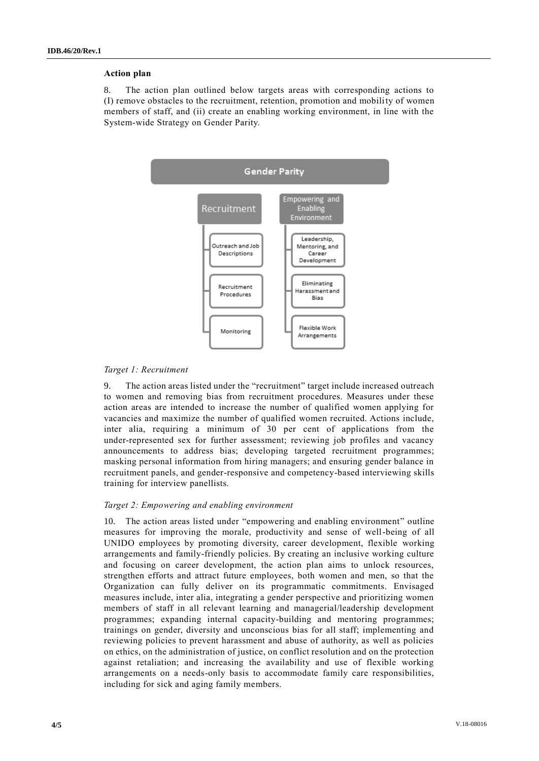**Action plan**

8. The action plan outlined below targets areas with corresponding actions to (I) remove obstacles to the recruitment, retention, promotion and mobility of women members of staff, and (ii) create an enabling working environment, in line with the System-wide Strategy on Gender Parity.

**Gender Parity**

- Recruitment
  - Outreach and Job Descriptions
  - Recruitment Procedures
  - Monitoring
- Empowering and Enabling Environment
  - Leadership, Mentoring, and Career Development
  - Eliminating Harassment and Bias
  - Flexible Work Arrangements

*Target 1: Recruitment*

9. The action areas listed under the "recruitment" target include increased outreach to women and removing bias from recruitment procedures. Measures under these action areas are intended to increase the number of qualified women applying for vacancies and maximize the number of qualified women recruited. Actions include, inter alia, requiring a minimum of 30 per cent of applications from the under-represented sex for further assessment; reviewing job profiles and vacancy announcements to address bias; developing targeted recruitment programmes; masking personal information from hiring managers; and ensuring gender balance in recruitment panels, and gender-responsive and competency-based interviewing skills training for interview panellists.

*Target 2: Empowering and enabling environment*

10. The action areas listed under "empowering and enabling environment" outline measures for improving the morale, productivity and sense of well-being of all UNIDO employees by promoting diversity, career development, flexible working arrangements and family-friendly policies. By creating an inclusive working culture and focusing on career development, the action plan aims to unlock resources, strengthen efforts and attract future employees, both women and men, so that the Organization can fully deliver on its programmatic commitments. Envisaged measures include, inter alia, integrating a gender perspective and prioritizing women members of staff in all relevant learning and managerial/leadership development programmes; expanding internal capacity-building and mentoring programmes; trainings on gender, diversity and unconscious bias for all staff; implementing and reviewing policies to prevent harassment and abuse of authority, as well as policies on ethics, on the administration of justice, on conflict resolution and on the protection against retaliation; and increasing the availability and use of flexible working arrangements on a needs-only basis to accommodate family care responsibilities, including for sick and aging family members.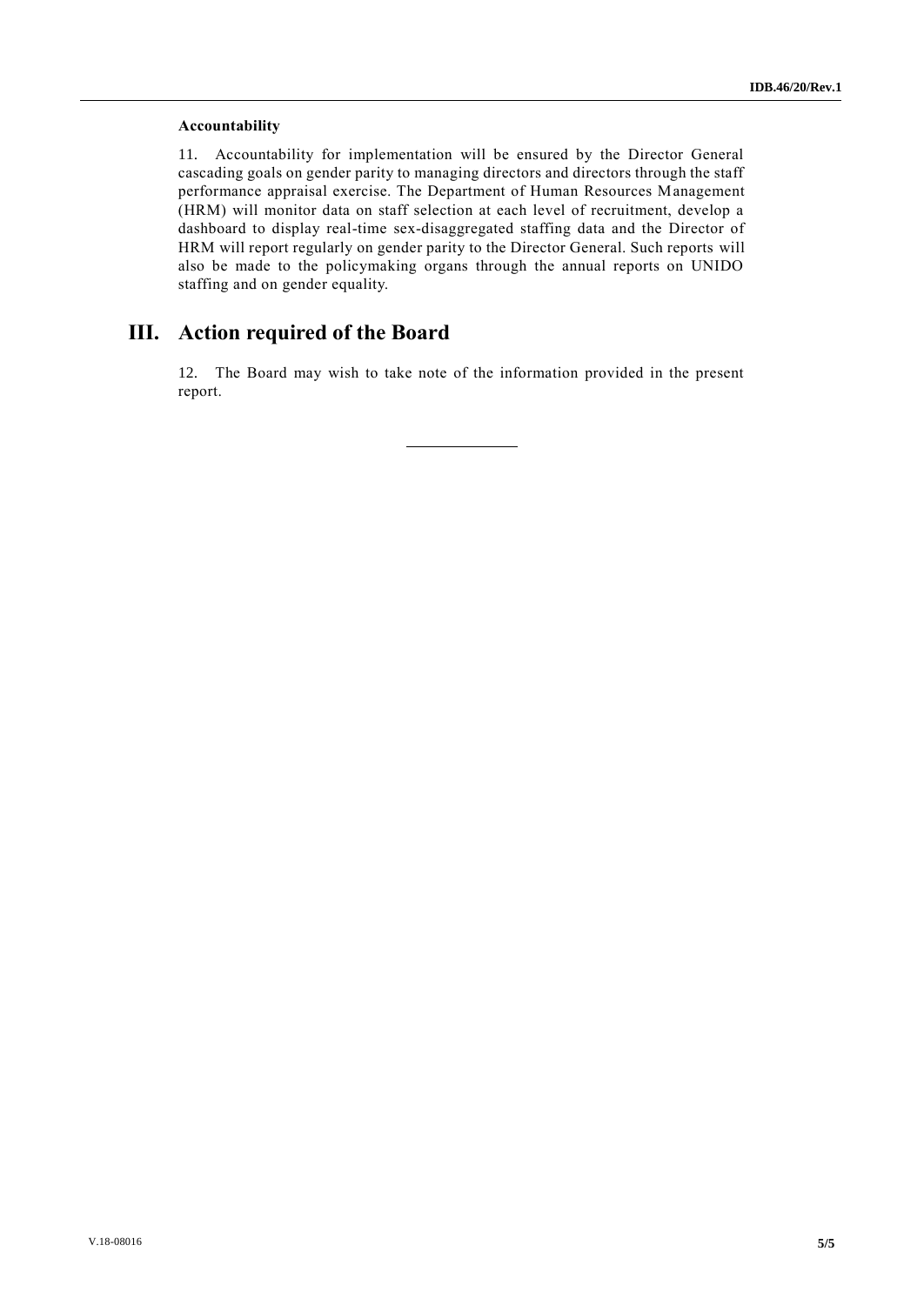**Accountability**

11. Accountability for implementation will be ensured by the Director General cascading goals on gender parity to managing directors and directors through the staff performance appraisal exercise. The Department of Human Resources Management (HRM) will monitor data on staff selection at each level of recruitment, develop a dashboard to display real-time sex-disaggregated staffing data and the Director of HRM will report regularly on gender parity to the Director General. Such reports will also be made to the policymaking organs through the annual reports on UNIDO staffing and on gender equality.

# III. Action required of the Board

12. The Board may wish to take note of the information provided in the present report.